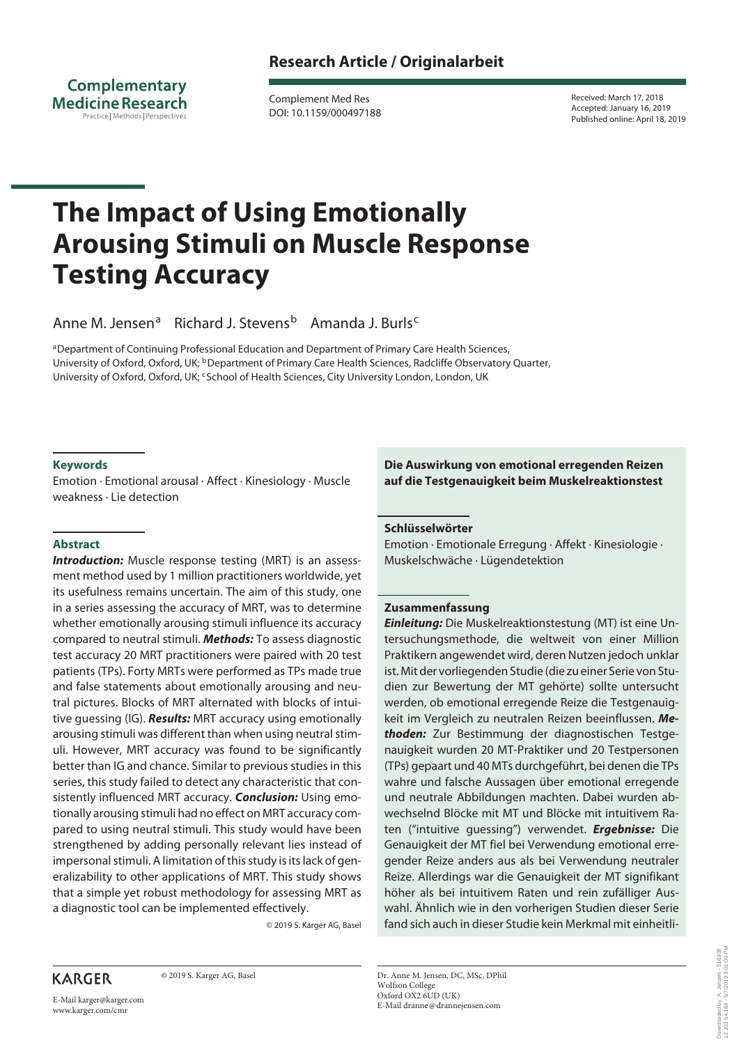Research Article / Originalarbeit

Complement Med Res
DOI: 10.1159/000497188

Received: March 17, 2018
Accepted: January 16, 2019
Published online: April 18, 2019

# The Impact of Using Emotionally Arousing Stimuli on Muscle Response Testing Accuracy

Anne M. Jensen[a] Richard J. Stevens[b] Amanda J. Burls[c]

[a]Department of Continuing Professional Education and Department of Primary Care Health Sciences, University of Oxford, Oxford, UK; [b]Department of Primary Care Health Sciences, Radcliffe Observatory Quarter, University of Oxford, Oxford, UK; [c]School of Health Sciences, City University London, London, UK

## Keywords

Emotion · Emotional arousal · Affect · Kinesiology · Muscle weakness · Lie detection

## Abstract

***Introduction:*** Muscle response testing (MRT) is an assessment method used by 1 million practitioners worldwide, yet its usefulness remains uncertain. The aim of this study, one in a series assessing the accuracy of MRT, was to determine whether emotionally arousing stimuli influence its accuracy compared to neutral stimuli. ***Methods:*** To assess diagnostic test accuracy 20 MRT practitioners were paired with 20 test patients (TPs). Forty MRTs were performed as TPs made true and false statements about emotionally arousing and neutral pictures. Blocks of MRT alternated with blocks of intuitive guessing (IG). ***Results:*** MRT accuracy using emotionally arousing stimuli was different than when using neutral stimuli. However, MRT accuracy was found to be significantly better than IG and chance. Similar to previous studies in this series, this study failed to detect any characteristic that consistently influenced MRT accuracy. ***Conclusion:*** Using emotionally arousing stimuli had no effect on MRT accuracy compared to using neutral stimuli. This study would have been strengthened by adding personally relevant lies instead of impersonal stimuli. A limitation of this study is its lack of generalizability to other applications of MRT. This study shows that a simple yet robust methodology for assessing MRT as a diagnostic tool can be implemented effectively.

© 2019 S. Karger AG, Basel

**Die Auswirkung von emotional erregenden Reizen auf die Testgenauigkeit beim Muskelreaktionstest**

## Schlüsselwörter

Emotion · Emotionale Erregung · Affekt · Kinesiologie · Muskelschwäche · Lügendetektion

## Zusammenfassung

***Einleitung:*** Die Muskelreaktionstestung (MT) ist eine Untersuchungsmethode, die weltweit von einer Million Praktikern angewendet wird, deren Nutzen jedoch unklar ist. Mit der vorliegenden Studie (die zu einer Serie von Studien zur Bewertung der MT gehörte) sollte untersucht werden, ob emotional erregende Reize die Testgenauigkeit im Vergleich zu neutralen Reizen beeinflussen. ***Methoden:*** Zur Bestimmung der diagnostischen Testgenauigkeit wurden 20 MT-Praktiker und 20 Testpersonen (TPs) gepaart und 40 MTs durchgeführt, bei denen die TPs wahre und falsche Aussagen über emotional erregende und neutrale Abbildungen machten. Dabei wurden abwechselnd Blöcke mit MT und Blöcke mit intuitivem Raten ("intuitive guessing") verwendet. ***Ergebnisse:*** Die Genauigkeit der MT fiel bei Verwendung emotional erregender Reize anders aus als bei Verwendung neutraler Reize. Allerdings war die Genauigkeit der MT signifikant höher als bei intuitivem Raten und rein zufälliger Auswahl. Ähnlich wie in den vorherigen Studien dieser Serie fand sich auch in dieser Studie kein Merkmal mit einheitli-

KARGER

© 2019 S. Karger AG, Basel

E-Mail karger@karger.com
www.karger.com/cmr

Dr. Anne M. Jensen, DC, MSc, DPhil
Wolfson College
Oxford OX2 6UD (UK)
E-Mail dranne@dranneјensen.com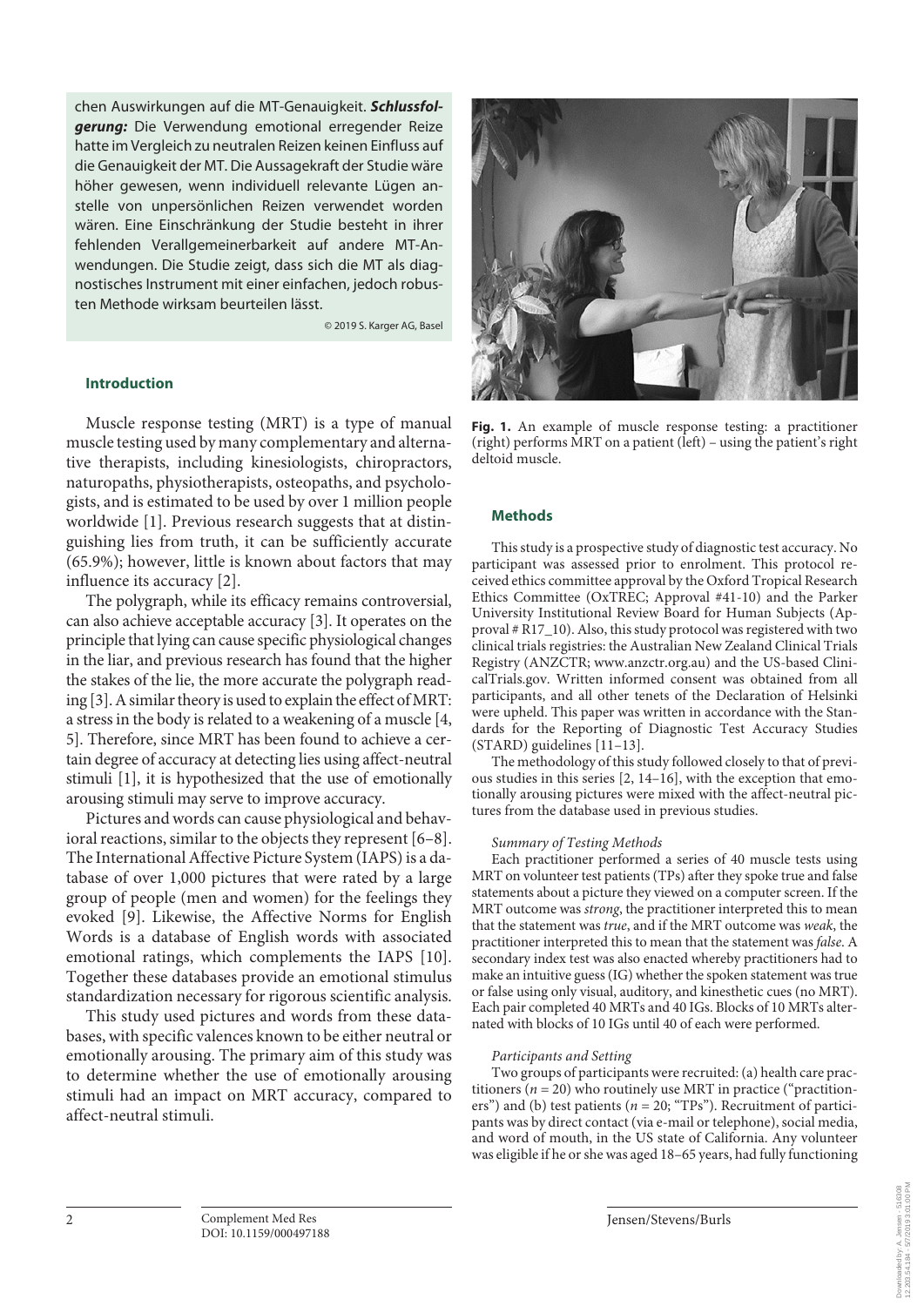chen Auswirkungen auf die MT-Genauigkeit. ***Schlussfolgerung:*** Die Verwendung emotional erregender Reize hatte im Vergleich zu neutralen Reizen keinen Einfluss auf die Genauigkeit der MT. Die Aussagekraft der Studie wäre höher gewesen, wenn individuell relevante Lügen anstelle von unpersönlichen Reizen verwendet worden wären. Eine Einschränkung der Studie besteht in ihrer fehlenden Verallgemeinerbarkeit auf andere MT-Anwendungen. Die Studie zeigt, dass sich die MT als diagnostisches Instrument mit einer einfachen, jedoch robusten Methode wirksam beurteilen lässt.

© 2019 S. Karger AG, Basel

## Introduction

Muscle response testing (MRT) is a type of manual muscle testing used by many complementary and alternative therapists, including kinesiologists, chiropractors, naturopaths, physiotherapists, osteopaths, and psychologists, and is estimated to be used by over 1 million people worldwide [1]. Previous research suggests that at distinguishing lies from truth, it can be sufficiently accurate (65.9%); however, little is known about factors that may influence its accuracy [2].

The polygraph, while its efficacy remains controversial, can also achieve acceptable accuracy [3]. It operates on the principle that lying can cause specific physiological changes in the liar, and previous research has found that the higher the stakes of the lie, the more accurate the polygraph reading [3]. A similar theory is used to explain the effect of MRT: a stress in the body is related to a weakening of a muscle [4, 5]. Therefore, since MRT has been found to achieve a certain degree of accuracy at detecting lies using affect-neutral stimuli [1], it is hypothesized that the use of emotionally arousing stimuli may serve to improve accuracy.

Pictures and words can cause physiological and behavioral reactions, similar to the objects they represent [6–8]. The International Affective Picture System (IAPS) is a database of over 1,000 pictures that were rated by a large group of people (men and women) for the feelings they evoked [9]. Likewise, the Affective Norms for English Words is a database of English words with associated emotional ratings, which complements the IAPS [10]. Together these databases provide an emotional stimulus standardization necessary for rigorous scientific analysis.

This study used pictures and words from these databases, with specific valences known to be either neutral or emotionally arousing. The primary aim of this study was to determine whether the use of emotionally arousing stimuli had an impact on MRT accuracy, compared to affect-neutral stimuli.

**Fig. 1.** An example of muscle response testing: a practitioner (right) performs MRT on a patient (left) – using the patient's right deltoid muscle.

## Methods

This study is a prospective study of diagnostic test accuracy. No participant was assessed prior to enrolment. This protocol received ethics committee approval by the Oxford Tropical Research Ethics Committee (OxTREC; Approval #41-10) and the Parker University Institutional Review Board for Human Subjects (Approval # R17_10). Also, this study protocol was registered with two clinical trials registries: the Australian New Zealand Clinical Trials Registry (ANZCTR; www.anzctr.org.au) and the US-based ClinicalTrials.gov. Written informed consent was obtained from all participants, and all other tenets of the Declaration of Helsinki were upheld. This paper was written in accordance with the Standards for the Reporting of Diagnostic Test Accuracy Studies (STARD) guidelines [11–13].

The methodology of this study followed closely to that of previous studies in this series [2, 14–16], with the exception that emotionally arousing pictures were mixed with the affect-neutral pictures from the database used in previous studies.

*Summary of Testing Methods*

Each practitioner performed a series of 40 muscle tests using MRT on volunteer test patients (TPs) after they spoke true and false statements about a picture they viewed on a computer screen. If the MRT outcome was *strong*, the practitioner interpreted this to mean that the statement was *true*, and if the MRT outcome was *weak*, the practitioner interpreted this to mean that the statement was *false*. A secondary index test was also enacted whereby practitioners had to make an intuitive guess (IG) whether the spoken statement was true or false using only visual, auditory, and kinesthetic cues (no MRT). Each pair completed 40 MRTs and 40 IGs. Blocks of 10 MRTs alternated with blocks of 10 IGs until 40 of each were performed.

*Participants and Setting*

Two groups of participants were recruited: (a) health care practitioners ($n = 20$) who routinely use MRT in practice ("practitioners") and (b) test patients ($n = 20$; "TPs"). Recruitment of participants was by direct contact (via e-mail or telephone), social media, and word of mouth, in the US state of California. Any volunteer was eligible if he or she was aged 18–65 years, had fully functioning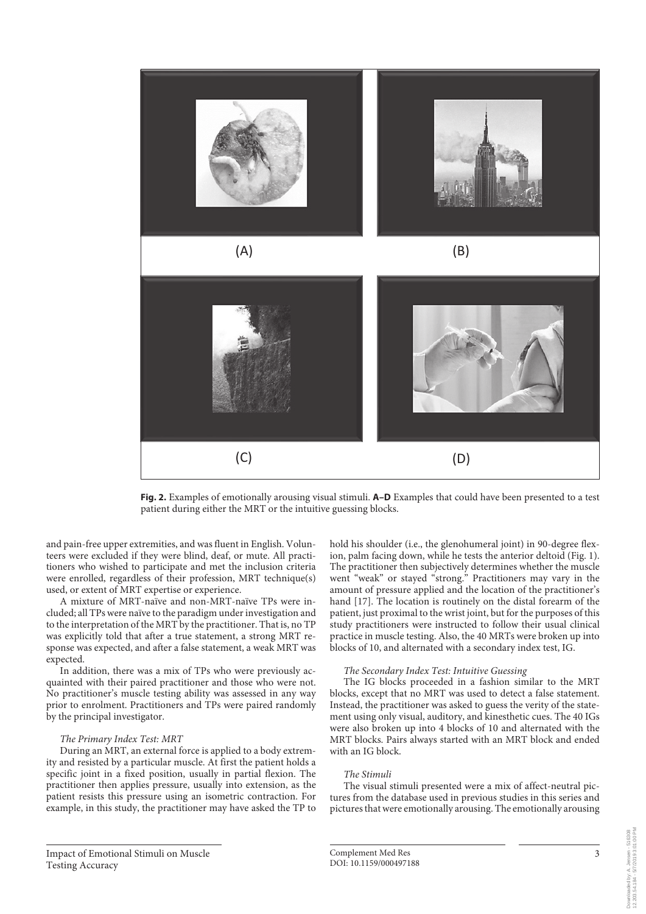**Fig. 2.** Examples of emotionally arousing visual stimuli. **A–D** Examples that could have been presented to a test patient during either the MRT or the intuitive guessing blocks.

and pain-free upper extremities, and was fluent in English. Volunteers were excluded if they were blind, deaf, or mute. All practitioners who wished to participate and met the inclusion criteria were enrolled, regardless of their profession, MRT technique(s) used, or extent of MRT expertise or experience.

A mixture of MRT-naïve and non-MRT-naïve TPs were included; all TPs were naïve to the paradigm under investigation and to the interpretation of the MRT by the practitioner. That is, no TP was explicitly told that after a true statement, a strong MRT response was expected, and after a false statement, a weak MRT was expected.

In addition, there was a mix of TPs who were previously acquainted with their paired practitioner and those who were not. No practitioner's muscle testing ability was assessed in any way prior to enrolment. Practitioners and TPs were paired randomly by the principal investigator.

*The Primary Index Test: MRT*

During an MRT, an external force is applied to a body extremity and resisted by a particular muscle. At first the patient holds a specific joint in a fixed position, usually in partial flexion. The practitioner then applies pressure, usually into extension, as the patient resists this pressure using an isometric contraction. For example, in this study, the practitioner may have asked the TP to hold his shoulder (i.e., the glenohumeral joint) in 90-degree flexion, palm facing down, while he tests the anterior deltoid (Fig. 1). The practitioner then subjectively determines whether the muscle went "weak" or stayed "strong." Practitioners may vary in the amount of pressure applied and the location of the practitioner's hand [17]. The location is routinely on the distal forearm of the patient, just proximal to the wrist joint, but for the purposes of this study practitioners were instructed to follow their usual clinical practice in muscle testing. Also, the 40 MRTs were broken up into blocks of 10, and alternated with a secondary index test, IG.

*The Secondary Index Test: Intuitive Guessing*

The IG blocks proceeded in a fashion similar to the MRT blocks, except that no MRT was used to detect a false statement. Instead, the practitioner was asked to guess the verity of the statement using only visual, auditory, and kinesthetic cues. The 40 IGs were also broken up into 4 blocks of 10 and alternated with the MRT blocks. Pairs always started with an MRT block and ended with an IG block.

*The Stimuli*

The visual stimuli presented were a mix of affect-neutral pictures from the database used in previous studies in this series and pictures that were emotionally arousing. The emotionally arousing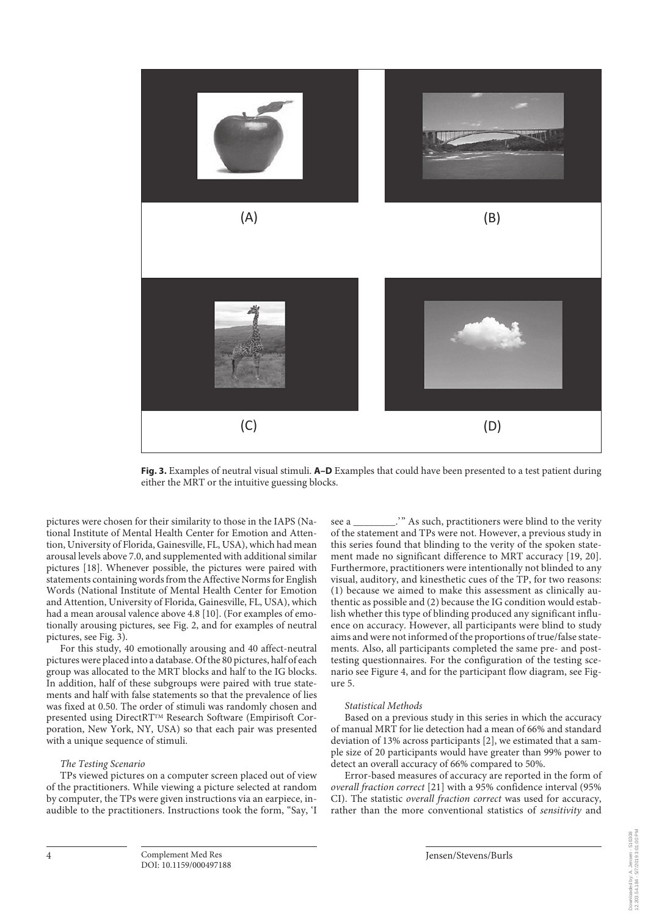Fig. 3. Examples of neutral visual stimuli. **A–D** Examples that could have been presented to a test patient during either the MRT or the intuitive guessing blocks.

pictures were chosen for their similarity to those in the IAPS (National Institute of Mental Health Center for Emotion and Attention, University of Florida, Gainesville, FL, USA), which had mean arousal levels above 7.0, and supplemented with additional similar pictures [18]. Whenever possible, the pictures were paired with statements containing words from the Affective Norms for English Words (National Institute of Mental Health Center for Emotion and Attention, University of Florida, Gainesville, FL, USA), which had a mean arousal valence above 4.8 [10]. (For examples of emotionally arousing pictures, see Fig. 2, and for examples of neutral pictures, see Fig. 3).

For this study, 40 emotionally arousing and 40 affect-neutral pictures were placed into a database. Of the 80 pictures, half of each group was allocated to the MRT blocks and half to the IG blocks. In addition, half of these subgroups were paired with true statements and half with false statements so that the prevalence of lies was fixed at 0.50. The order of stimuli was randomly chosen and presented using DirectRT™ Research Software (Empirisoft Corporation, New York, NY, USA) so that each pair was presented with a unique sequence of stimuli.

*The Testing Scenario*

TPs viewed pictures on a computer screen placed out of view of the practitioners. While viewing a picture selected at random by computer, the TPs were given instructions via an earpiece, inaudible to the practitioners. Instructions took the form, "Say, 'I see a ________.'" As such, practitioners were blind to the verity of the statement and TPs were not. However, a previous study in this series found that blinding to the verity of the spoken statement made no significant difference to MRT accuracy [19, 20]. Furthermore, practitioners were intentionally not blinded to any visual, auditory, and kinesthetic cues of the TP, for two reasons: (1) because we aimed to make this assessment as clinically authentic as possible and (2) because the IG condition would establish whether this type of blinding produced any significant influence on accuracy. However, all participants were blind to study aims and were not informed of the proportions of true/false statements. Also, all participants completed the same pre- and post-testing questionnaires. For the configuration of the testing scenario see Figure 4, and for the participant flow diagram, see Figure 5.

*Statistical Methods*

Based on a previous study in this series in which the accuracy of manual MRT for lie detection had a mean of 66% and standard deviation of 13% across participants [2], we estimated that a sample size of 20 participants would have greater than 99% power to detect an overall accuracy of 66% compared to 50%.

Error-based measures of accuracy are reported in the form of *overall fraction correct* [21] with a 95% confidence interval (95% CI). The statistic *overall fraction correct* was used for accuracy, rather than the more conventional statistics of *sensitivity* and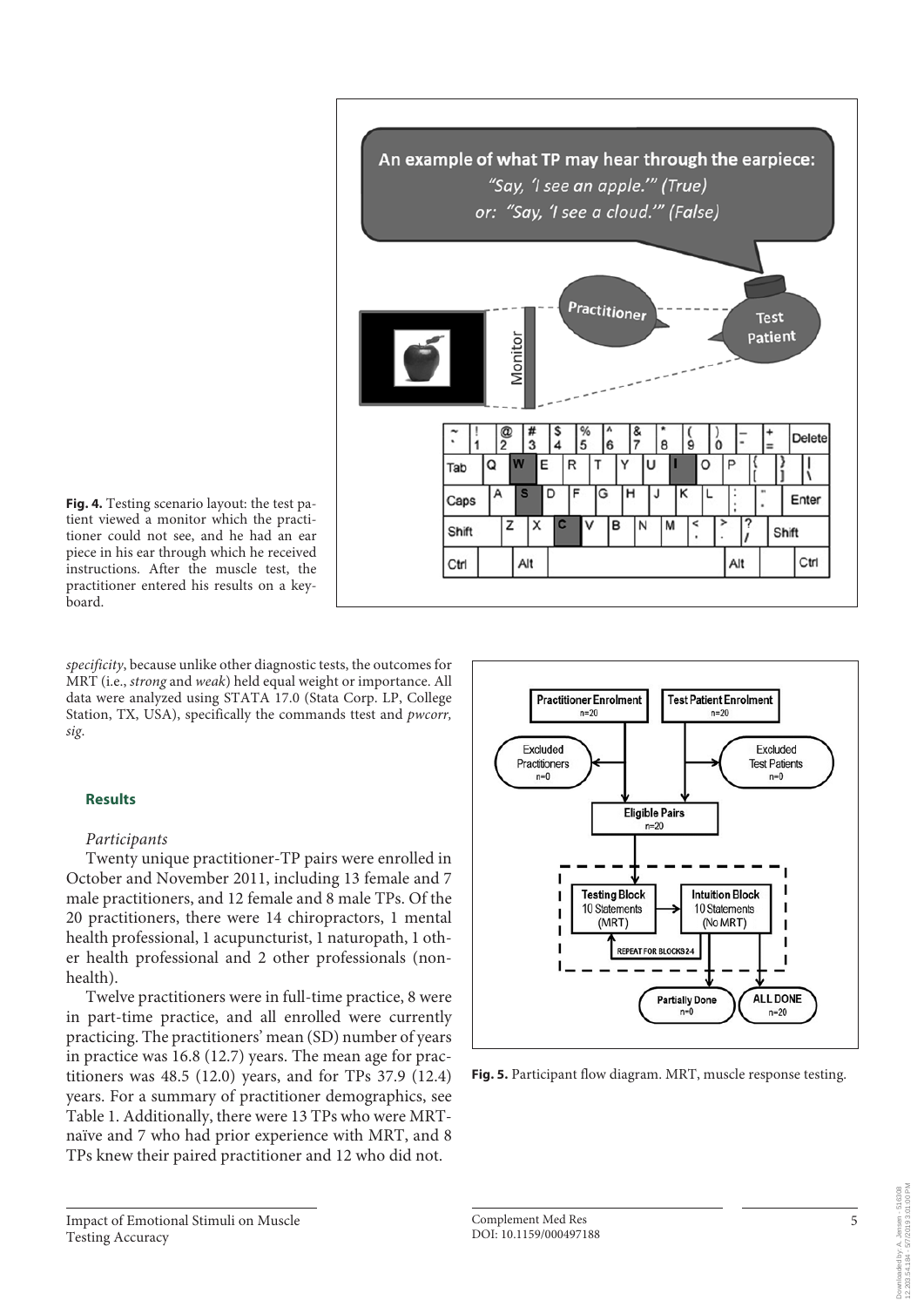Fig. 4. Testing scenario layout: the test patient viewed a monitor which the practitioner could not see, and he had an ear piece in his ear through which he received instructions. After the muscle test, the practitioner entered his results on a keyboard.

*specificity*, because unlike other diagnostic tests, the outcomes for MRT (i.e., *strong* and *weak*) held equal weight or importance. All data were analyzed using STATA 17.0 (Stata Corp. LP, College Station, TX, USA), specifically the commands ttest and *pwcorr, sig*.

## Results

### *Participants*

Twenty unique practitioner-TP pairs were enrolled in October and November 2011, including 13 female and 7 male practitioners, and 12 female and 8 male TPs. Of the 20 practitioners, there were 14 chiropractors, 1 mental health professional, 1 acupuncturist, 1 naturopath, 1 other health professional and 2 other professionals (non-health).

Twelve practitioners were in full-time practice, 8 were in part-time practice, and all enrolled were currently practicing. The practitioners' mean (SD) number of years in practice was 16.8 (12.7) years. The mean age for practitioners was 48.5 (12.0) years, and for TPs 37.9 (12.4) years. For a summary of practitioner demographics, see Table 1. Additionally, there were 13 TPs who were MRT-naïve and 7 who had prior experience with MRT, and 8 TPs knew their paired practitioner and 12 who did not.

Fig. 5. Participant flow diagram. MRT, muscle response testing.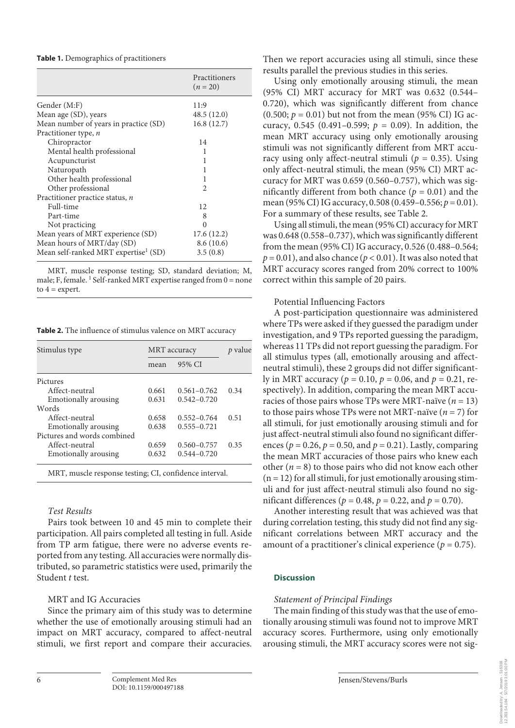**Table 1.** Demographics of practitioners

| | Practitioners ($n$ = 20) |
|---|---|
| Gender (M:F) | 11:9 |
| Mean age (SD), years | 48.5 (12.0) |
| Mean number of years in practice (SD) | 16.8 (12.7) |
| Practitioner type, $n$ | |
| Chiropractor | 14 |
| Mental health professional | 1 |
| Acupuncturist | 1 |
| Naturopath | 1 |
| Other health professional | 1 |
| Other professional | 2 |
| Practitioner practice status, $n$ | |
| Full-time | 12 |
| Part-time | 8 |
| Not practicing | 0 |
| Mean years of MRT experience (SD) | 17.6 (12.2) |
| Mean hours of MRT/day (SD) | 8.6 (10.6) |
| Mean self-ranked MRT expertise[1] (SD) | 3.5 (0.8) |

MRT, muscle response testing; SD, standard deviation; M, male; F, female. [1] Self-ranked MRT expertise ranged from 0 = none to 4 = expert.

**Table 2.** The influence of stimulus valence on MRT accuracy

| Stimulus type | MRT accuracy | | $p$ value |
|---|---|---|---|
| | mean | 95% CI | |
| Pictures | | | |
| Affect-neutral | 0.661 | 0.561–0.762 | 0.34 |
| Emotionally arousing | 0.631 | 0.542–0.720 | |
| Words | | | |
| Affect-neutral | 0.658 | 0.552–0.764 | 0.51 |
| Emotionally arousing | 0.638 | 0.555–0.721 | |
| Pictures and words combined | | | |
| Affect-neutral | 0.659 | 0.560–0.757 | 0.35 |
| Emotionally arousing | 0.632 | 0.544–0.720 | |

MRT, muscle response testing; CI, confidence interval.

### *Test Results*

Pairs took between 10 and 45 min to complete their participation. All pairs completed all testing in full. Aside from TP arm fatigue, there were no adverse events reported from any testing. All accuracies were normally distributed, so parametric statistics were used, primarily the Student *t* test.

### MRT and IG Accuracies

Since the primary aim of this study was to determine whether the use of emotionally arousing stimuli had an impact on MRT accuracy, compared to affect-neutral stimuli, we first report and compare their accuracies. Then we report accuracies using all stimuli, since these results parallel the previous studies in this series.

Using only emotionally arousing stimuli, the mean (95% CI) MRT accuracy for MRT was 0.632 (0.544–0.720), which was significantly different from chance (0.500; $p$ = 0.01) but not from the mean (95% CI) IG accuracy, 0.545 (0.491–0.599; $p$ = 0.09). In addition, the mean MRT accuracy using only emotionally arousing stimuli was not significantly different from MRT accuracy using only affect-neutral stimuli ($p$ = 0.35). Using only affect-neutral stimuli, the mean (95% CI) MRT accuracy for MRT was 0.659 (0.560–0.757), which was significantly different from both chance ($p$ = 0.01) and the mean (95% CI) IG accuracy, 0.508 (0.459–0.556; $p$ = 0.01). For a summary of these results, see Table 2.

Using all stimuli, the mean (95% CI) accuracy for MRT was 0.648 (0.558–0.737), which was significantly different from the mean (95% CI) IG accuracy, 0.526 (0.488–0.564; $p$ = 0.01), and also chance ($p$ < 0.01). It was also noted that MRT accuracy scores ranged from 20% correct to 100% correct within this sample of 20 pairs.

### Potential Influencing Factors

A post-participation questionnaire was administered where TPs were asked if they guessed the paradigm under investigation, and 9 TPs reported guessing the paradigm, whereas 11 TPs did not report guessing the paradigm. For all stimulus types (all, emotionally arousing and affect-neutral stimuli), these 2 groups did not differ significantly in MRT accuracy ($p$ = 0.10, $p$ = 0.06, and $p$ = 0.21, respectively). In addition, comparing the mean MRT accuracies of those pairs whose TPs were MRT-naïve ($n$ = 13) to those pairs whose TPs were not MRT-naïve ($n$ = 7) for all stimuli, for just emotionally arousing stimuli and for just affect-neutral stimuli also found no significant differences ($p$ = 0.26, $p$ = 0.50, and $p$ = 0.21). Lastly, comparing the mean MRT accuracies of those pairs who knew each other ($n$ = 8) to those pairs who did not know each other (n = 12) for all stimuli, for just emotionally arousing stimuli and for just affect-neutral stimuli also found no significant differences ($p$ = 0.48, $p$ = 0.22, and $p$ = 0.70).

Another interesting result that was achieved was that during correlation testing, this study did not find any significant correlations between MRT accuracy and the amount of a practitioner's clinical experience ($p$ = 0.75).

## Discussion

### *Statement of Principal Findings*

The main finding of this study was that the use of emotionally arousing stimuli was found not to improve MRT accuracy scores. Furthermore, using only emotionally arousing stimuli, the MRT accuracy scores were not sig-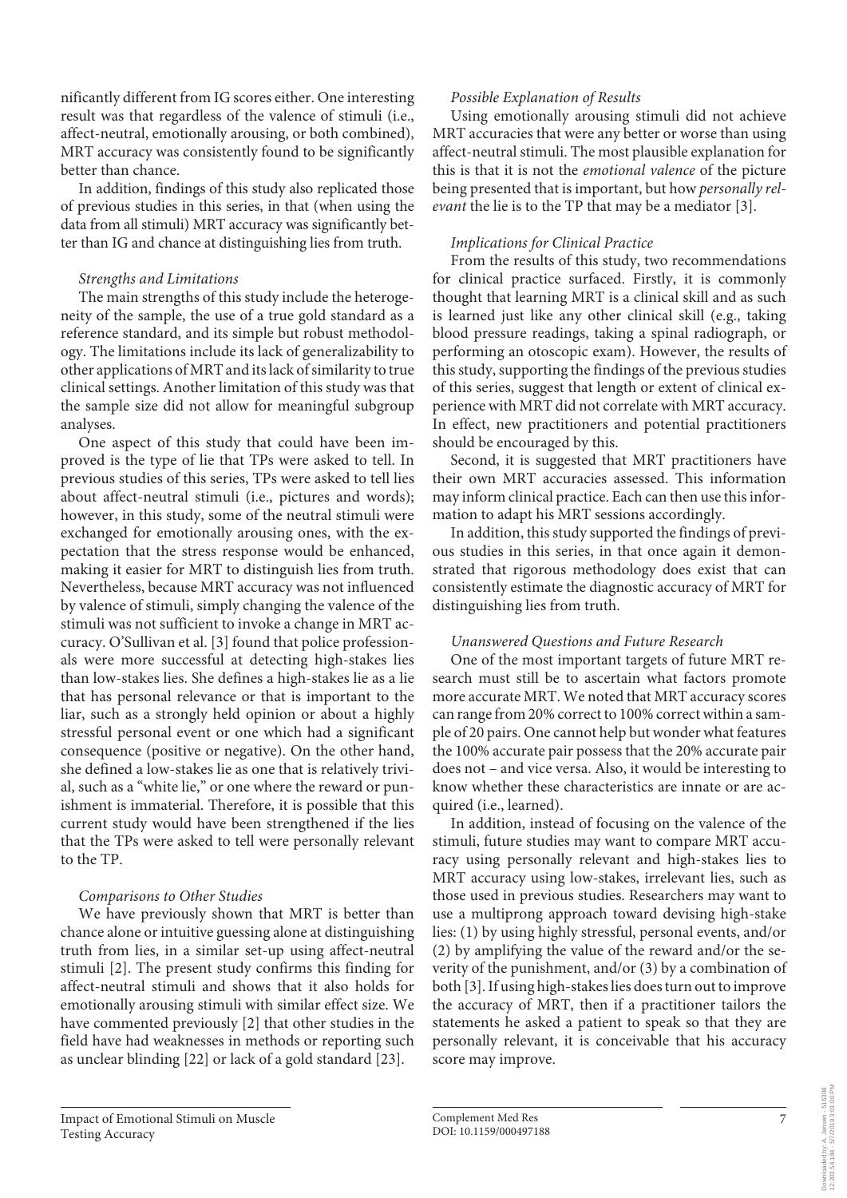nificantly different from IG scores either. One interesting result was that regardless of the valence of stimuli (i.e., affect-neutral, emotionally arousing, or both combined), MRT accuracy was consistently found to be significantly better than chance.

In addition, findings of this study also replicated those of previous studies in this series, in that (when using the data from all stimuli) MRT accuracy was significantly better than IG and chance at distinguishing lies from truth.

*Strengths and Limitations*

The main strengths of this study include the heterogeneity of the sample, the use of a true gold standard as a reference standard, and its simple but robust methodology. The limitations include its lack of generalizability to other applications of MRT and its lack of similarity to true clinical settings. Another limitation of this study was that the sample size did not allow for meaningful subgroup analyses.

One aspect of this study that could have been improved is the type of lie that TPs were asked to tell. In previous studies of this series, TPs were asked to tell lies about affect-neutral stimuli (i.e., pictures and words); however, in this study, some of the neutral stimuli were exchanged for emotionally arousing ones, with the expectation that the stress response would be enhanced, making it easier for MRT to distinguish lies from truth. Nevertheless, because MRT accuracy was not influenced by valence of stimuli, simply changing the valence of the stimuli was not sufficient to invoke a change in MRT accuracy. O'Sullivan et al. [3] found that police professionals were more successful at detecting high-stakes lies than low-stakes lies. She defines a high-stakes lie as a lie that has personal relevance or that is important to the liar, such as a strongly held opinion or about a highly stressful personal event or one which had a significant consequence (positive or negative). On the other hand, she defined a low-stakes lie as one that is relatively trivial, such as a "white lie," or one where the reward or punishment is immaterial. Therefore, it is possible that this current study would have been strengthened if the lies that the TPs were asked to tell were personally relevant to the TP.

*Comparisons to Other Studies*

We have previously shown that MRT is better than chance alone or intuitive guessing alone at distinguishing truth from lies, in a similar set-up using affect-neutral stimuli [2]. The present study confirms this finding for affect-neutral stimuli and shows that it also holds for emotionally arousing stimuli with similar effect size. We have commented previously [2] that other studies in the field have had weaknesses in methods or reporting such as unclear blinding [22] or lack of a gold standard [23].

*Possible Explanation of Results*

Using emotionally arousing stimuli did not achieve MRT accuracies that were any better or worse than using affect-neutral stimuli. The most plausible explanation for this is that it is not the *emotional valence* of the picture being presented that is important, but how *personally relevant* the lie is to the TP that may be a mediator [3].

*Implications for Clinical Practice*

From the results of this study, two recommendations for clinical practice surfaced. Firstly, it is commonly thought that learning MRT is a clinical skill and as such is learned just like any other clinical skill (e.g., taking blood pressure readings, taking a spinal radiograph, or performing an otoscopic exam). However, the results of this study, supporting the findings of the previous studies of this series, suggest that length or extent of clinical experience with MRT did not correlate with MRT accuracy. In effect, new practitioners and potential practitioners should be encouraged by this.

Second, it is suggested that MRT practitioners have their own MRT accuracies assessed. This information may inform clinical practice. Each can then use this information to adapt his MRT sessions accordingly.

In addition, this study supported the findings of previous studies in this series, in that once again it demonstrated that rigorous methodology does exist that can consistently estimate the diagnostic accuracy of MRT for distinguishing lies from truth.

*Unanswered Questions and Future Research*

One of the most important targets of future MRT research must still be to ascertain what factors promote more accurate MRT. We noted that MRT accuracy scores can range from 20% correct to 100% correct within a sample of 20 pairs. One cannot help but wonder what features the 100% accurate pair possess that the 20% accurate pair does not – and vice versa. Also, it would be interesting to know whether these characteristics are innate or are acquired (i.e., learned).

In addition, instead of focusing on the valence of the stimuli, future studies may want to compare MRT accuracy using personally relevant and high-stakes lies to MRT accuracy using low-stakes, irrelevant lies, such as those used in previous studies. Researchers may want to use a multiprong approach toward devising high-stake lies: (1) by using highly stressful, personal events, and/or (2) by amplifying the value of the reward and/or the severity of the punishment, and/or (3) by a combination of both [3]. If using high-stakes lies does turn out to improve the accuracy of MRT, then if a practitioner tailors the statements he asked a patient to speak so that they are personally relevant, it is conceivable that his accuracy score may improve.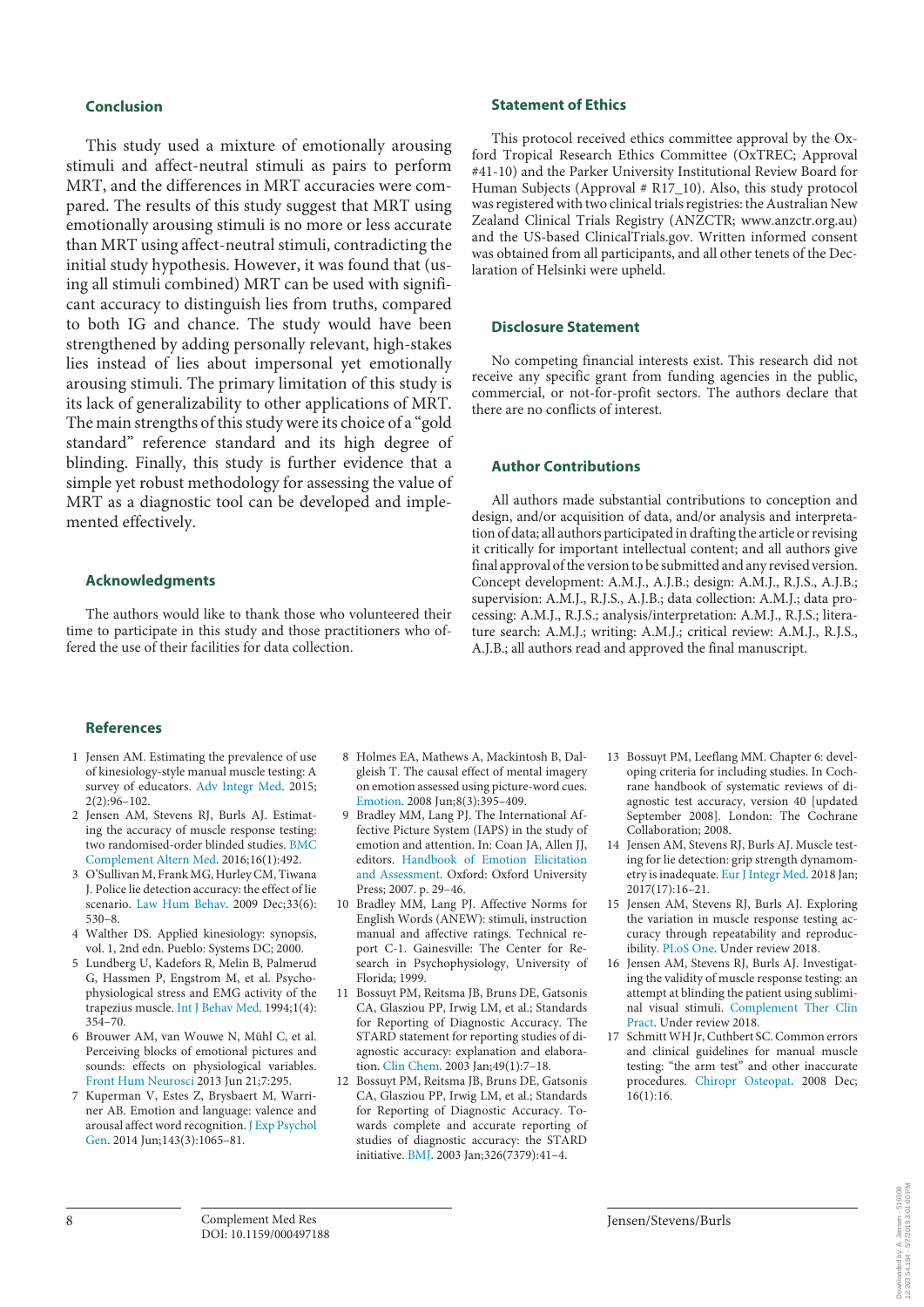## Conclusion

This study used a mixture of emotionally arousing stimuli and affect-neutral stimuli as pairs to perform MRT, and the differences in MRT accuracies were compared. The results of this study suggest that MRT using emotionally arousing stimuli is no more or less accurate than MRT using affect-neutral stimuli, contradicting the initial study hypothesis. However, it was found that (using all stimuli combined) MRT can be used with significant accuracy to distinguish lies from truths, compared to both IG and chance. The study would have been strengthened by adding personally relevant, high-stakes lies instead of lies about impersonal yet emotionally arousing stimuli. The primary limitation of this study is its lack of generalizability to other applications of MRT. The main strengths of this study were its choice of a "gold standard" reference standard and its high degree of blinding. Finally, this study is further evidence that a simple yet robust methodology for assessing the value of MRT as a diagnostic tool can be developed and implemented effectively.

## Acknowledgments

The authors would like to thank those who volunteered their time to participate in this study and those practitioners who offered the use of their facilities for data collection.

## Statement of Ethics

This protocol received ethics committee approval by the Oxford Tropical Research Ethics Committee (OxTREC; Approval #41-10) and the Parker University Institutional Review Board for Human Subjects (Approval # R17_10). Also, this study protocol was registered with two clinical trials registries: the Australian New Zealand Clinical Trials Registry (ANZCTR; www.anzctr.org.au) and the US-based ClinicalTrials.gov. Written informed consent was obtained from all participants, and all other tenets of the Declaration of Helsinki were upheld.

## Disclosure Statement

No competing financial interests exist. This research did not receive any specific grant from funding agencies in the public, commercial, or not-for-profit sectors. The authors declare that there are no conflicts of interest.

## Author Contributions

All authors made substantial contributions to conception and design, and/or acquisition of data, and/or analysis and interpretation of data; all authors participated in drafting the article or revising it critically for important intellectual content; and all authors give final approval of the version to be submitted and any revised version. Concept development: A.M.J., A.J.B.; design: A.M.J., R.J.S., A.J.B.; supervision: A.M.J., R.J.S., A.J.B.; data collection: A.M.J.; data processing: A.M.J., R.J.S.; analysis/interpretation: A.M.J., R.J.S.; literature search: A.M.J.; writing: A.M.J.; critical review: A.M.J., R.J.S., A.J.B.; all authors read and approved the final manuscript.

## References

1. Jensen AM. Estimating the prevalence of use of kinesiology-style manual muscle testing: A survey of educators. Adv Integr Med. 2015; 2(2):96–102.
2. Jensen AM, Stevens RJ, Burls AJ. Estimating the accuracy of muscle response testing: two randomised-order blinded studies. BMC Complement Altern Med. 2016;16(1):492.
3. O'Sullivan M, Frank MG, Hurley CM, Tiwana J. Police lie detection accuracy: the effect of lie scenario. Law Hum Behav. 2009 Dec;33(6): 530–8.
4. Walther DS. Applied kinesiology: synopsis, vol. 1, 2nd edn. Pueblo: Systems DC; 2000.
5. Lundberg U, Kadefors R, Melin B, Palmerud G, Hassmen P, Engstrom M, et al. Psychophysiological stress and EMG activity of the trapezius muscle. Int J Behav Med. 1994;1(4): 354–70.
6. Brouwer AM, van Wouwe N, Mühl C, et al. Perceiving blocks of emotional pictures and sounds: effects on physiological variables. Front Hum Neurosci 2013 Jun 21;7:295.
7. Kuperman V, Estes Z, Brysbaert M, Warriner AB. Emotion and language: valence and arousal affect word recognition. J Exp Psychol Gen. 2014 Jun;143(3):1065–81.
8. Holmes EA, Mathews A, Mackintosh B, Dalgleish T. The causal effect of mental imagery on emotion assessed using picture-word cues. Emotion. 2008 Jun;8(3):395–409.
9. Bradley MM, Lang PJ. The International Affective Picture System (IAPS) in the study of emotion and attention. In: Coan JA, Allen JJ, editors. Handbook of Emotion Elicitation and Assessment. Oxford: Oxford University Press; 2007. p. 29–46.
10. Bradley MM, Lang PJ. Affective Norms for English Words (ANEW): stimuli, instruction manual and affective ratings. Technical report C-1. Gainesville: The Center for Research in Psychophysiology, University of Florida; 1999.
11. Bossuyt PM, Reitsma JB, Bruns DE, Gatsonis CA, Glasziou PP, Irwig LM, et al.; Standards for Reporting of Diagnostic Accuracy. The STARD statement for reporting studies of diagnostic accuracy: explanation and elaboration. Clin Chem. 2003 Jan;49(1):7–18.
12. Bossuyt PM, Reitsma JB, Bruns DE, Gatsonis CA, Glasziou PP, Irwig LM, et al.; Standards for Reporting of Diagnostic Accuracy. Towards complete and accurate reporting of studies of diagnostic accuracy: the STARD initiative. BMJ. 2003 Jan;326(7379):41–4.
13. Bossuyt PM, Leeflang MM. Chapter 6: developing criteria for including studies. In Cochrane handbook of systematic reviews of diagnostic test accuracy, version 40 [updated September 2008]. London: The Cochrane Collaboration; 2008.
14. Jensen AM, Stevens RJ, Burls AJ. Muscle testing for lie detection: grip strength dynamometry is inadequate. Eur J Integr Med. 2018 Jan; 2017(17):16–21.
15. Jensen AM, Stevens RJ, Burls AJ. Exploring the variation in muscle response testing accuracy through repeatability and reproducibility. PLoS One. Under review 2018.
16. Jensen AM, Stevens RJ, Burls AJ. Investigating the validity of muscle response testing: an attempt at blinding the patient using subliminal visual stimuli. Complement Ther Clin Pract. Under review 2018.
17. Schmitt WH Jr, Cuthbert SC. Common errors and clinical guidelines for manual muscle testing: "the arm test" and other inaccurate procedures. Chiropr Osteopat. 2008 Dec; 16(1):16.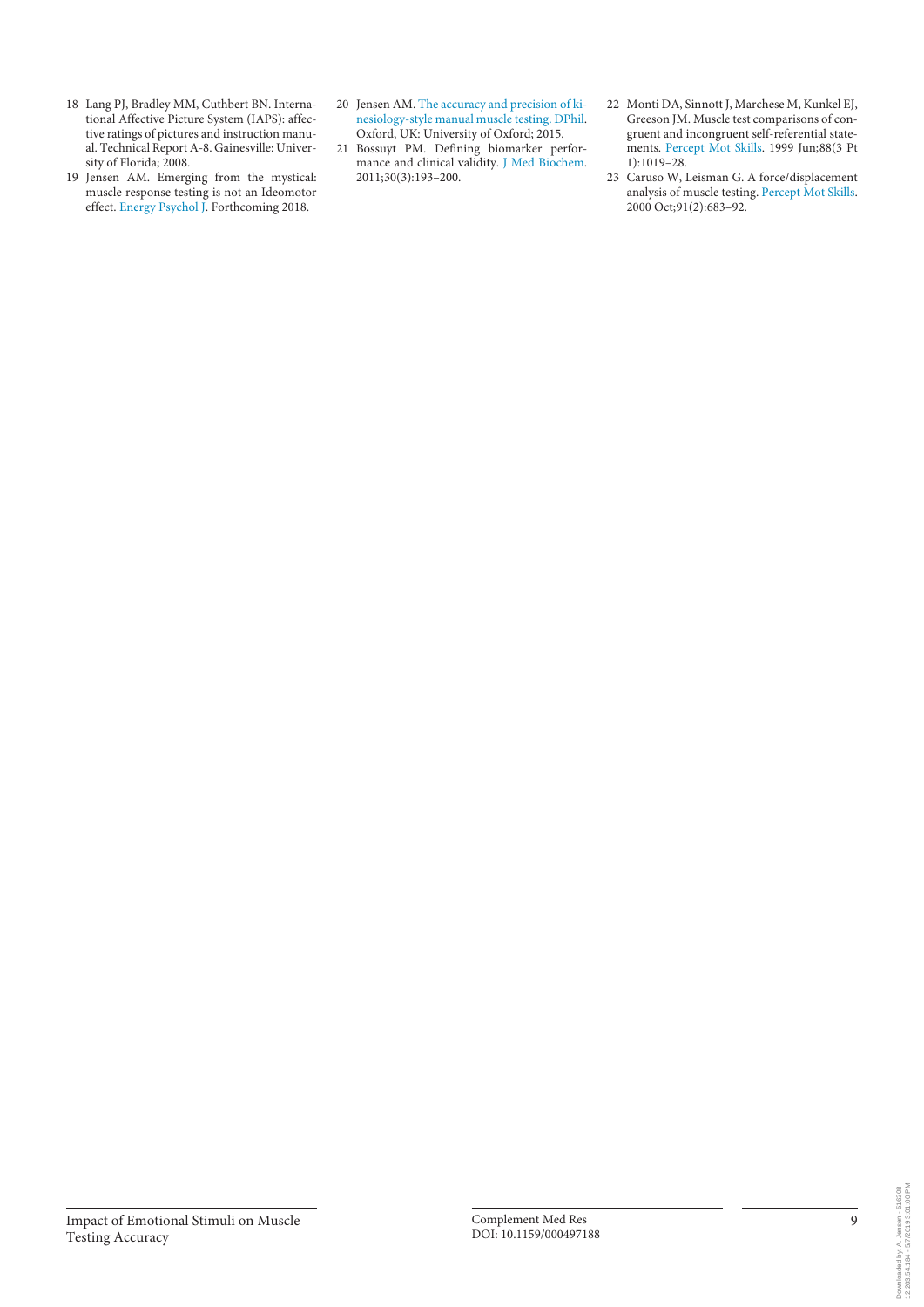18 Lang PJ, Bradley MM, Cuthbert BN. International Affective Picture System (IAPS): affective ratings of pictures and instruction manual. Technical Report A-8. Gainesville: University of Florida; 2008.

19 Jensen AM. Emerging from the mystical: muscle response testing is not an Ideomotor effect. Energy Psychol J. Forthcoming 2018.

20 Jensen AM. The accuracy and precision of kinesiology-style manual muscle testing. DPhil. Oxford, UK: University of Oxford; 2015.

21 Bossuyt PM. Defining biomarker performance and clinical validity. J Med Biochem. 2011;30(3):193–200.

22 Monti DA, Sinnott J, Marchese M, Kunkel EJ, Greeson JM. Muscle test comparisons of congruent and incongruent self-referential statements. Percept Mot Skills. 1999 Jun;88(3 Pt 1):1019–28.

23 Caruso W, Leisman G. A force/displacement analysis of muscle testing. Percept Mot Skills. 2000 Oct;91(2):683–92.